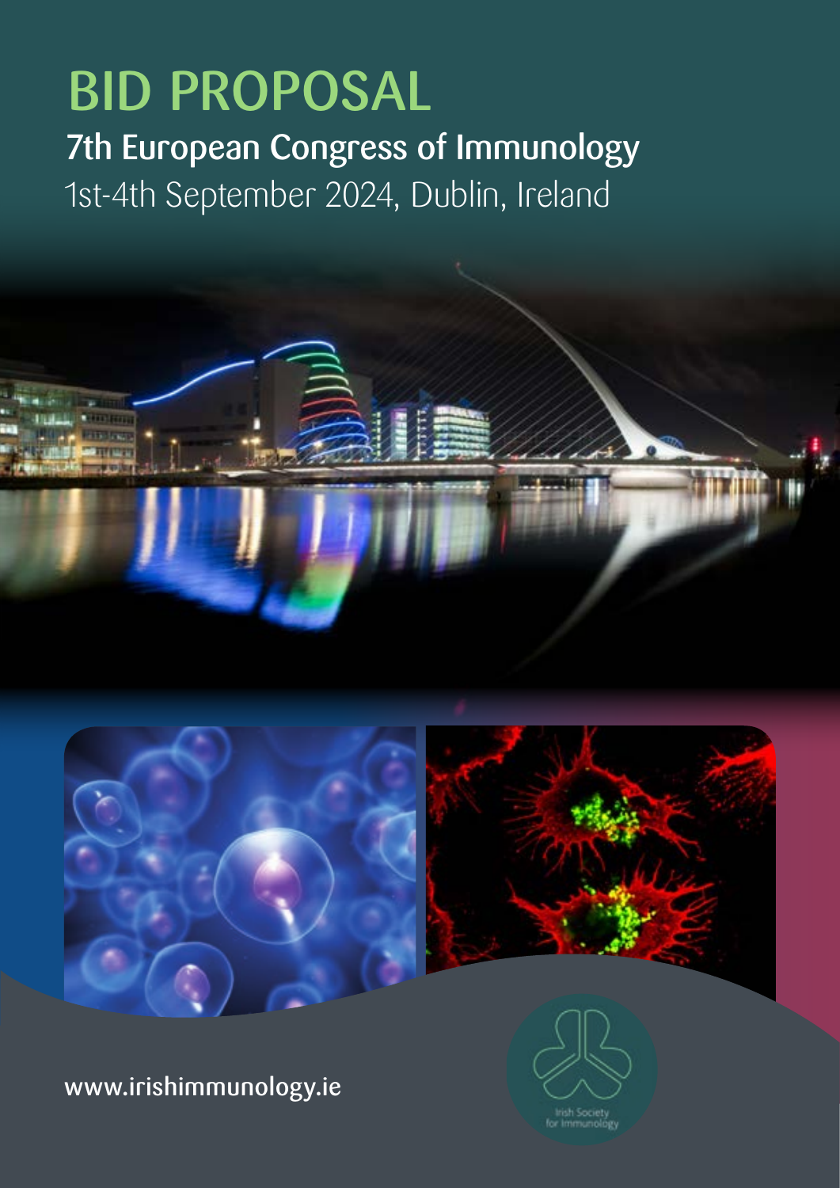# BID PROPOSAL

## 7th European Congress of Immunology

1st-4th September 2024, Dublin, Ireland

www.irishimmunology.ie

Irish Society for Immunology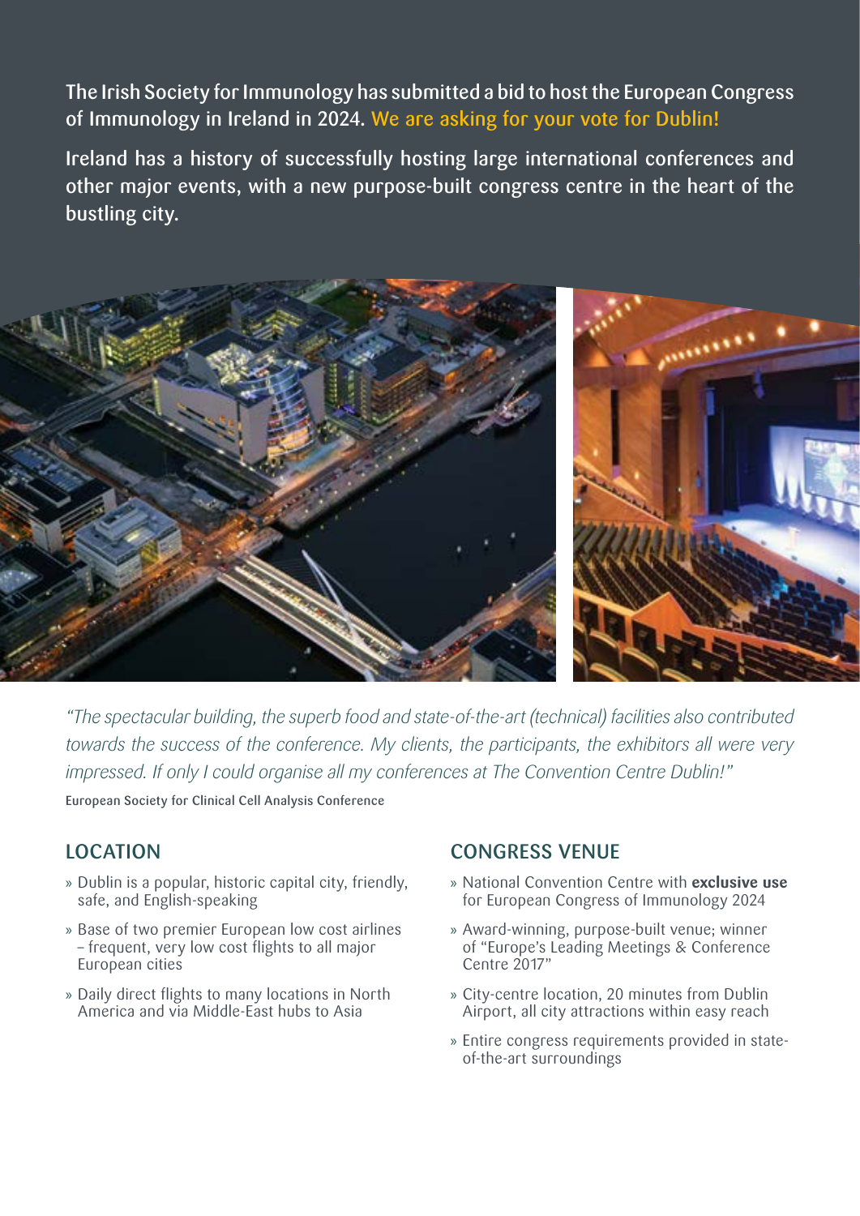The Irish Society for Immunology has submitted a bid to host the European Congress of Immunology in Ireland in 2024. We are asking for your vote for Dublin!

Ireland has a history of successfully hosting large international conferences and other major events, with a new purpose-built congress centre in the heart of the bustling city.

*"The spectacular building, the superb food and state-of-the-art (technical) facilities also contributed towards the success of the conference. My clients, the participants, the exhibitors all were very impressed. If only I could organise all my conferences at The Convention Centre Dublin!"*

European Society for Clinical Cell Analysis Conference

## LOCATION

» Dublin is a popular, historic capital city, friendly, safe, and English-speaking

» Base of two premier European low cost airlines – frequent, very low cost flights to all major European cities

» Daily direct flights to many locations in North America and via Middle-East hubs to Asia

## CONGRESS VENUE

» National Convention Centre with **exclusive use** for European Congress of Immunology 2024

» Award-winning, purpose-built venue; winner of "Europe's Leading Meetings & Conference Centre 2017"

» City-centre location, 20 minutes from Dublin Airport, all city attractions within easy reach

» Entire congress requirements provided in state-of-the-art surroundings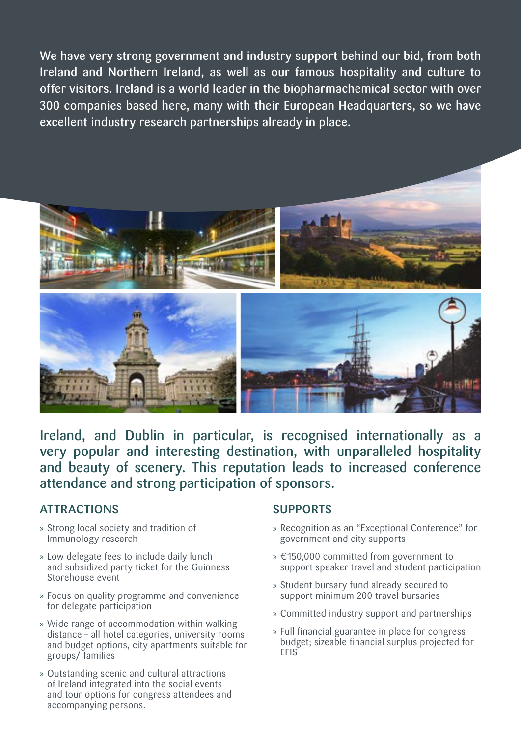We have very strong government and industry support behind our bid, from both Ireland and Northern Ireland, as well as our famous hospitality and culture to offer visitors. Ireland is a world leader in the biopharmachemical sector with over 300 companies based here, many with their European Headquarters, so we have excellent industry research partnerships already in place.

Ireland, and Dublin in particular, is recognised internationally as a very popular and interesting destination, with unparalleled hospitality and beauty of scenery. This reputation leads to increased conference attendance and strong participation of sponsors.

## ATTRACTIONS

- Strong local society and tradition of Immunology research
- Low delegate fees to include daily lunch and subsidized party ticket for the Guinness Storehouse event
- Focus on quality programme and convenience for delegate participation
- Wide range of accommodation within walking distance – all hotel categories, university rooms and budget options, city apartments suitable for groups/ families
- Outstanding scenic and cultural attractions of Ireland integrated into the social events and tour options for congress attendees and accompanying persons.

## SUPPORTS

- Recognition as an "Exceptional Conference" for government and city supports
- €150,000 committed from government to support speaker travel and student participation
- Student bursary fund already secured to support minimum 200 travel bursaries
- Committed industry support and partnerships
- Full financial guarantee in place for congress budget; sizeable financial surplus projected for EFIS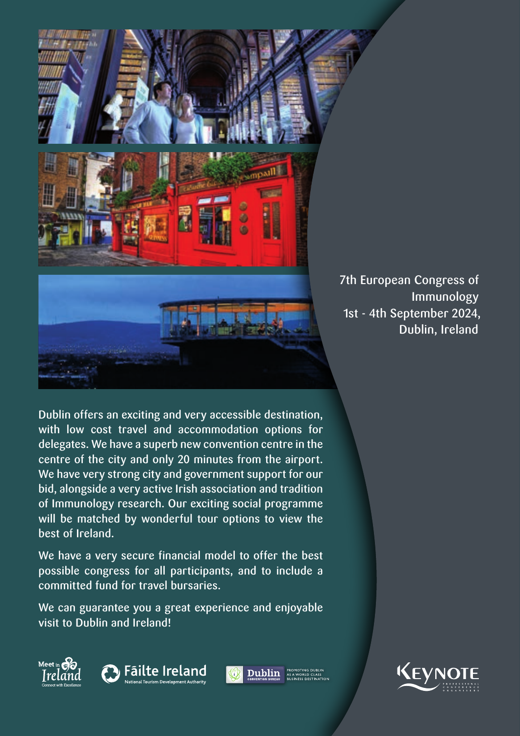7th European Congress of Immunology
1st - 4th September 2024, Dublin, Ireland

Dublin offers an exciting and very accessible destination, with low cost travel and accommodation options for delegates. We have a superb new convention centre in the centre of the city and only 20 minutes from the airport. We have very strong city and government support for our bid, alongside a very active Irish association and tradition of Immunology research. Our exciting social programme will be matched by wonderful tour options to view the best of Ireland.

We have a very secure financial model to offer the best possible congress for all participants, and to include a committed fund for travel bursaries.

We can guarantee you a great experience and enjoyable visit to Dublin and Ireland!

Meet in Ireland
Connect with Excellence

Fáilte Ireland
National Tourism Development Authority

Dublin Convention Bureau
Promoting Dublin as a World Class Business Destination

Keynote
Professional Conference Organisers